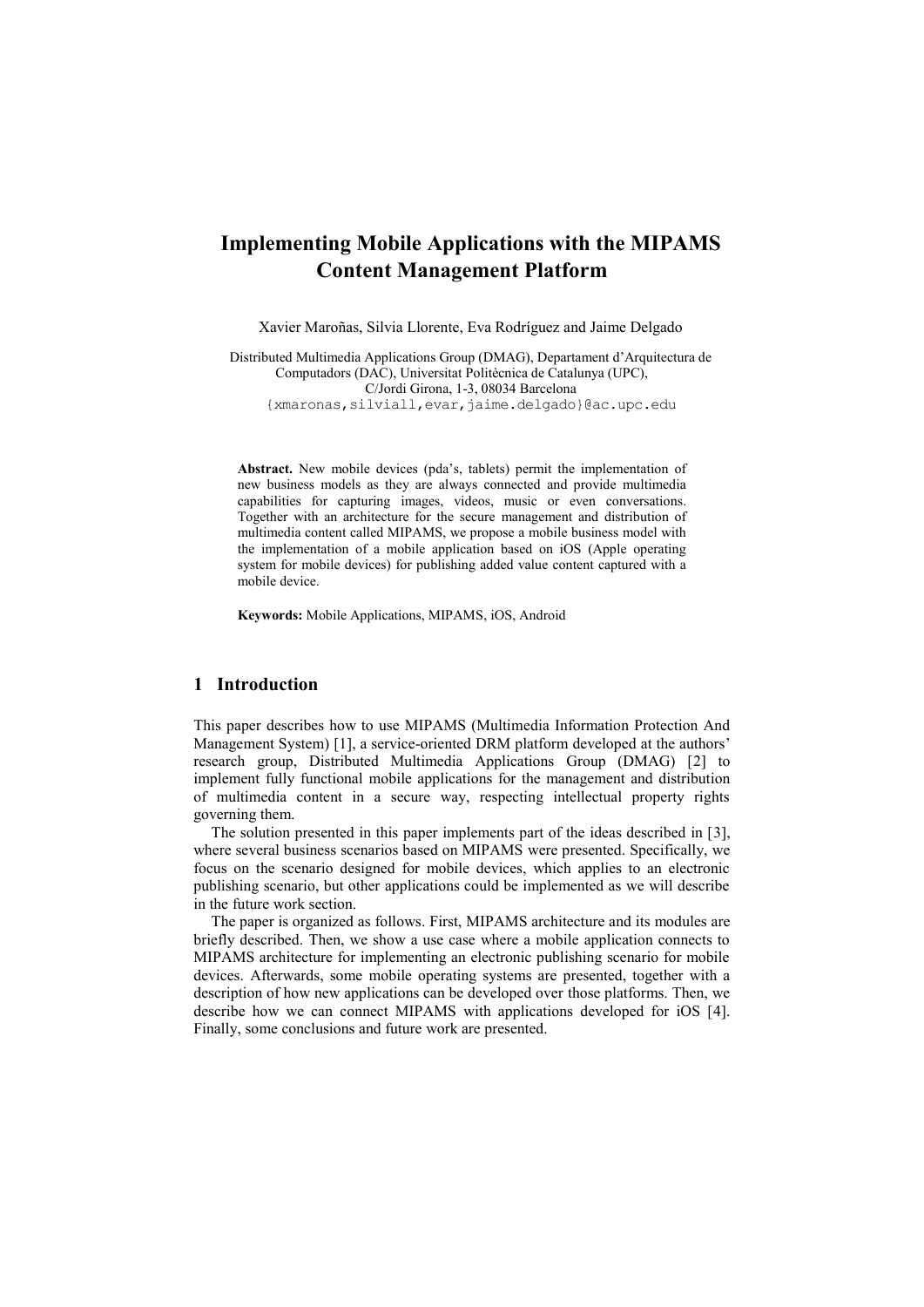# Implementing Mobile Applications with the MIPAMS Content Management Platform

Xavier Maroñas, Silvia Llorente, Eva Rodríguez and Jaime Delgado

Distributed Multimedia Applications Group (DMAG), Departament d'Arquitectura de Computadors (DAC), Universitat Politècnica de Catalunya (UPC), C/Jordi Girona, 1-3, 08034 Barcelona
{xmaronas,silviall,evar,jaime.delgado}@ac.upc.edu

**Abstract.** New mobile devices (pda's, tablets) permit the implementation of new business models as they are always connected and provide multimedia capabilities for capturing images, videos, music or even conversations. Together with an architecture for the secure management and distribution of multimedia content called MIPAMS, we propose a mobile business model with the implementation of a mobile application based on iOS (Apple operating system for mobile devices) for publishing added value content captured with a mobile device.

**Keywords:** Mobile Applications, MIPAMS, iOS, Android

## 1 Introduction

This paper describes how to use MIPAMS (Multimedia Information Protection And Management System) [1], a service-oriented DRM platform developed at the authors' research group, Distributed Multimedia Applications Group (DMAG) [2] to implement fully functional mobile applications for the management and distribution of multimedia content in a secure way, respecting intellectual property rights governing them.

The solution presented in this paper implements part of the ideas described in [3], where several business scenarios based on MIPAMS were presented. Specifically, we focus on the scenario designed for mobile devices, which applies to an electronic publishing scenario, but other applications could be implemented as we will describe in the future work section.

The paper is organized as follows. First, MIPAMS architecture and its modules are briefly described. Then, we show a use case where a mobile application connects to MIPAMS architecture for implementing an electronic publishing scenario for mobile devices. Afterwards, some mobile operating systems are presented, together with a description of how new applications can be developed over those platforms. Then, we describe how we can connect MIPAMS with applications developed for iOS [4]. Finally, some conclusions and future work are presented.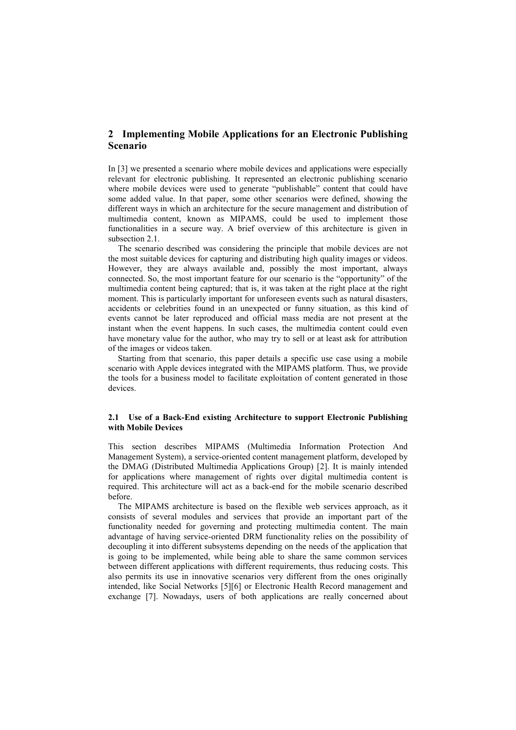## 2 Implementing Mobile Applications for an Electronic Publishing Scenario

In [3] we presented a scenario where mobile devices and applications were especially relevant for electronic publishing. It represented an electronic publishing scenario where mobile devices were used to generate "publishable" content that could have some added value. In that paper, some other scenarios were defined, showing the different ways in which an architecture for the secure management and distribution of multimedia content, known as MIPAMS, could be used to implement those functionalities in a secure way. A brief overview of this architecture is given in subsection 2.1.

The scenario described was considering the principle that mobile devices are not the most suitable devices for capturing and distributing high quality images or videos. However, they are always available and, possibly the most important, always connected. So, the most important feature for our scenario is the "opportunity" of the multimedia content being captured; that is, it was taken at the right place at the right moment. This is particularly important for unforeseen events such as natural disasters, accidents or celebrities found in an unexpected or funny situation, as this kind of events cannot be later reproduced and official mass media are not present at the instant when the event happens. In such cases, the multimedia content could even have monetary value for the author, who may try to sell or at least ask for attribution of the images or videos taken.

Starting from that scenario, this paper details a specific use case using a mobile scenario with Apple devices integrated with the MIPAMS platform. Thus, we provide the tools for a business model to facilitate exploitation of content generated in those devices.

### 2.1 Use of a Back-End existing Architecture to support Electronic Publishing with Mobile Devices

This section describes MIPAMS (Multimedia Information Protection And Management System), a service-oriented content management platform, developed by the DMAG (Distributed Multimedia Applications Group) [2]. It is mainly intended for applications where management of rights over digital multimedia content is required. This architecture will act as a back-end for the mobile scenario described before.

The MIPAMS architecture is based on the flexible web services approach, as it consists of several modules and services that provide an important part of the functionality needed for governing and protecting multimedia content. The main advantage of having service-oriented DRM functionality relies on the possibility of decoupling it into different subsystems depending on the needs of the application that is going to be implemented, while being able to share the same common services between different applications with different requirements, thus reducing costs. This also permits its use in innovative scenarios very different from the ones originally intended, like Social Networks [5][6] or Electronic Health Record management and exchange [7]. Nowadays, users of both applications are really concerned about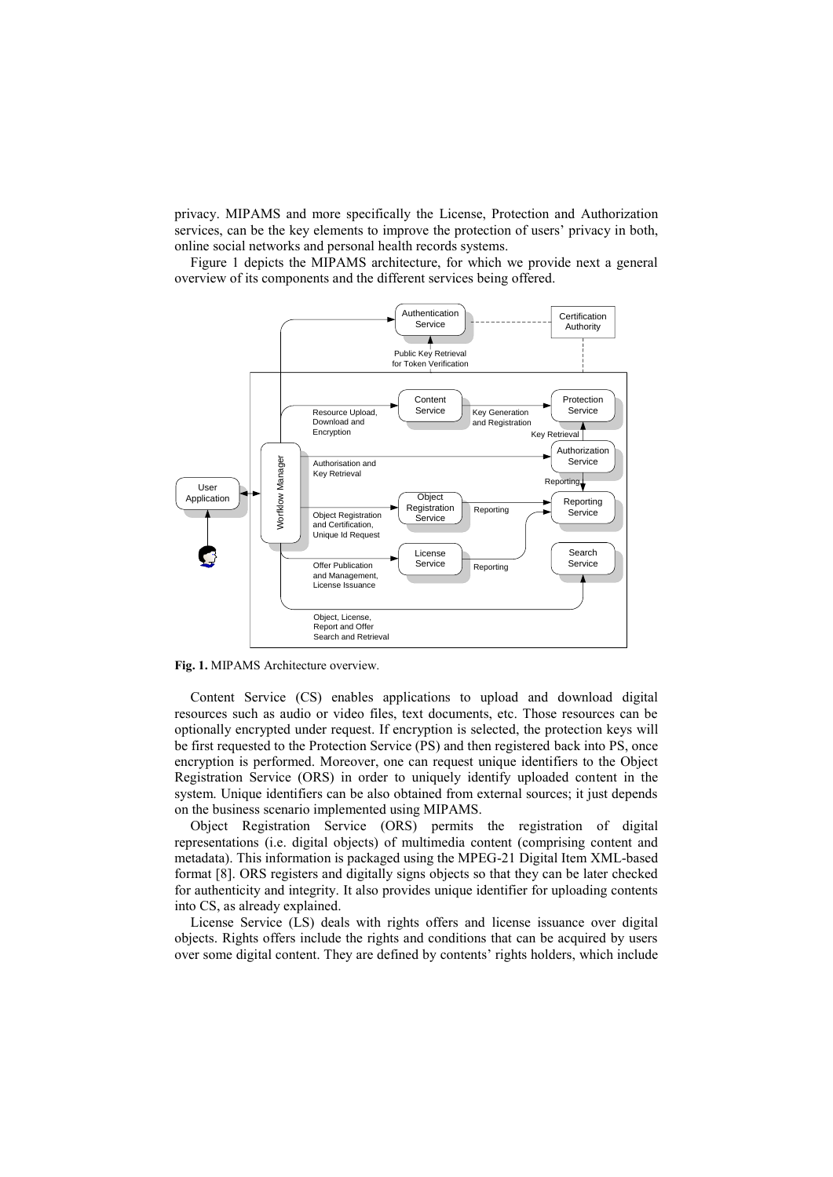privacy. MIPAMS and more specifically the License, Protection and Authorization services, can be the key elements to improve the protection of users' privacy in both, online social networks and personal health records systems.

Figure 1 depicts the MIPAMS architecture, for which we provide next a general overview of its components and the different services being offered.

**Fig. 1.** MIPAMS Architecture overview.

Content Service (CS) enables applications to upload and download digital resources such as audio or video files, text documents, etc. Those resources can be optionally encrypted under request. If encryption is selected, the protection keys will be first requested to the Protection Service (PS) and then registered back into PS, once encryption is performed. Moreover, one can request unique identifiers to the Object Registration Service (ORS) in order to uniquely identify uploaded content in the system. Unique identifiers can be also obtained from external sources; it just depends on the business scenario implemented using MIPAMS.

Object Registration Service (ORS) permits the registration of digital representations (i.e. digital objects) of multimedia content (comprising content and metadata). This information is packaged using the MPEG-21 Digital Item XML-based format [8]. ORS registers and digitally signs objects so that they can be later checked for authenticity and integrity. It also provides unique identifier for uploading contents into CS, as already explained.

License Service (LS) deals with rights offers and license issuance over digital objects. Rights offers include the rights and conditions that can be acquired by users over some digital content. They are defined by contents' rights holders, which include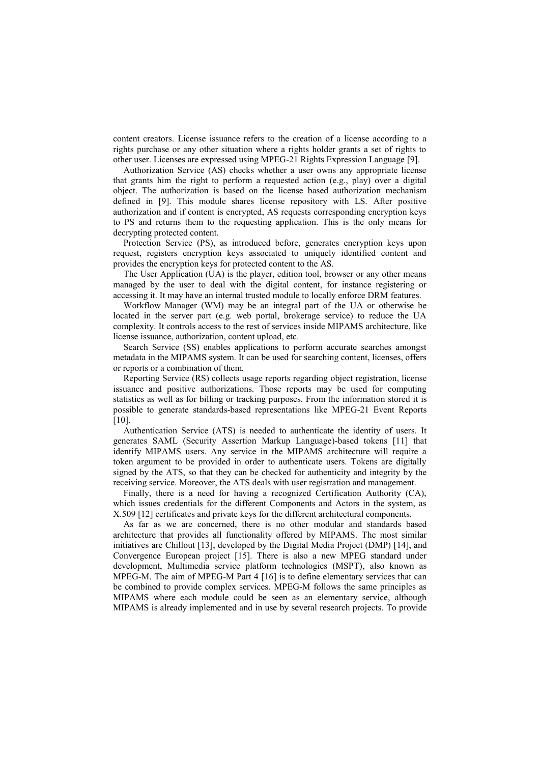content creators. License issuance refers to the creation of a license according to a rights purchase or any other situation where a rights holder grants a set of rights to other user. Licenses are expressed using MPEG-21 Rights Expression Language [9].

Authorization Service (AS) checks whether a user owns any appropriate license that grants him the right to perform a requested action (e.g., play) over a digital object. The authorization is based on the license based authorization mechanism defined in [9]. This module shares license repository with LS. After positive authorization and if content is encrypted, AS requests corresponding encryption keys to PS and returns them to the requesting application. This is the only means for decrypting protected content.

Protection Service (PS), as introduced before, generates encryption keys upon request, registers encryption keys associated to uniquely identified content and provides the encryption keys for protected content to the AS.

The User Application (UA) is the player, edition tool, browser or any other means managed by the user to deal with the digital content, for instance registering or accessing it. It may have an internal trusted module to locally enforce DRM features.

Workflow Manager (WM) may be an integral part of the UA or otherwise be located in the server part (e.g. web portal, brokerage service) to reduce the UA complexity. It controls access to the rest of services inside MIPAMS architecture, like license issuance, authorization, content upload, etc.

Search Service (SS) enables applications to perform accurate searches amongst metadata in the MIPAMS system. It can be used for searching content, licenses, offers or reports or a combination of them.

Reporting Service (RS) collects usage reports regarding object registration, license issuance and positive authorizations. Those reports may be used for computing statistics as well as for billing or tracking purposes. From the information stored it is possible to generate standards-based representations like MPEG-21 Event Reports [10].

Authentication Service (ATS) is needed to authenticate the identity of users. It generates SAML (Security Assertion Markup Language)-based tokens [11] that identify MIPAMS users. Any service in the MIPAMS architecture will require a token argument to be provided in order to authenticate users. Tokens are digitally signed by the ATS, so that they can be checked for authenticity and integrity by the receiving service. Moreover, the ATS deals with user registration and management.

Finally, there is a need for having a recognized Certification Authority (CA), which issues credentials for the different Components and Actors in the system, as X.509 [12] certificates and private keys for the different architectural components.

As far as we are concerned, there is no other modular and standards based architecture that provides all functionality offered by MIPAMS. The most similar initiatives are Chillout [13], developed by the Digital Media Project (DMP) [14], and Convergence European project [15]. There is also a new MPEG standard under development, Multimedia service platform technologies (MSPT), also known as MPEG-M. The aim of MPEG-M Part 4 [16] is to define elementary services that can be combined to provide complex services. MPEG-M follows the same principles as MIPAMS where each module could be seen as an elementary service, although MIPAMS is already implemented and in use by several research projects. To provide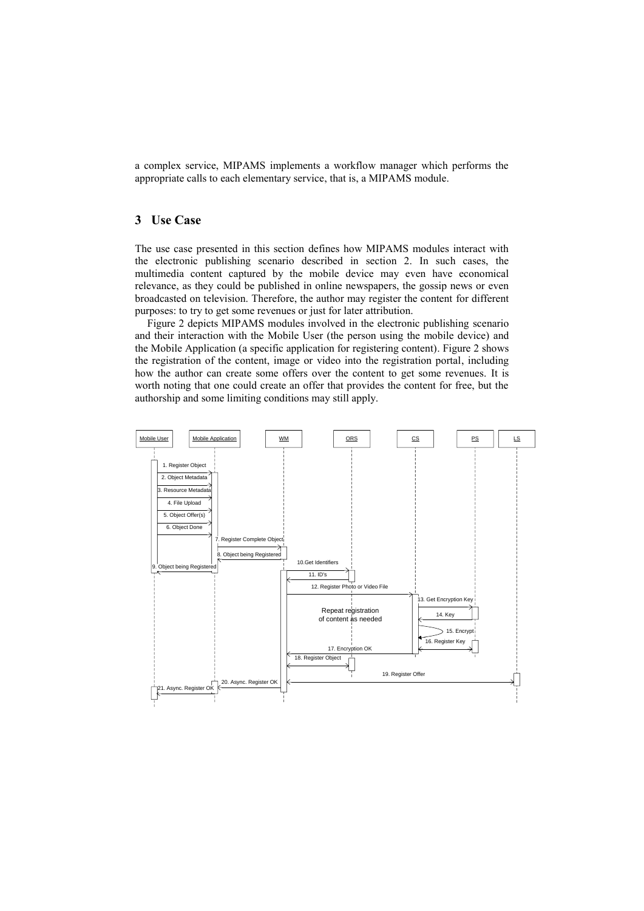a complex service, MIPAMS implements a workflow manager which performs the appropriate calls to each elementary service, that is, a MIPAMS module.

## 3 Use Case

The use case presented in this section defines how MIPAMS modules interact with the electronic publishing scenario described in section 2. In such cases, the multimedia content captured by the mobile device may even have economical relevance, as they could be published in online newspapers, the gossip news or even broadcasted on television. Therefore, the author may register the content for different purposes: to try to get some revenues or just for later attribution.

Figure 2 depicts MIPAMS modules involved in the electronic publishing scenario and their interaction with the Mobile User (the person using the mobile device) and the Mobile Application (a specific application for registering content). Figure 2 shows the registration of the content, image or video into the registration portal, including how the author can create some offers over the content to get some revenues. It is worth noting that one could create an offer that provides the content for free, but the authorship and some limiting conditions may still apply.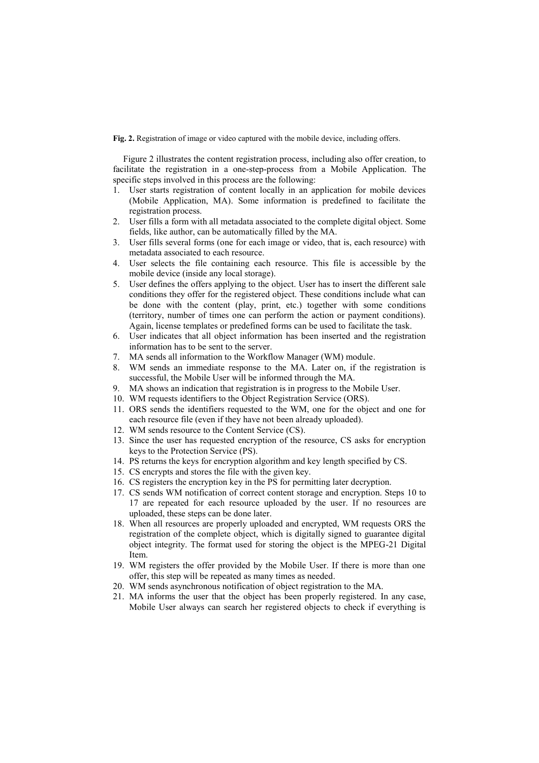**Fig. 2.** Registration of image or video captured with the mobile device, including offers.

Figure 2 illustrates the content registration process, including also offer creation, to facilitate the registration in a one-step-process from a Mobile Application. The specific steps involved in this process are the following:

1. User starts registration of content locally in an application for mobile devices (Mobile Application, MA). Some information is predefined to facilitate the registration process.
2. User fills a form with all metadata associated to the complete digital object. Some fields, like author, can be automatically filled by the MA.
3. User fills several forms (one for each image or video, that is, each resource) with metadata associated to each resource.
4. User selects the file containing each resource. This file is accessible by the mobile device (inside any local storage).
5. User defines the offers applying to the object. User has to insert the different sale conditions they offer for the registered object. These conditions include what can be done with the content (play, print, etc.) together with some conditions (territory, number of times one can perform the action or payment conditions). Again, license templates or predefined forms can be used to facilitate the task.
6. User indicates that all object information has been inserted and the registration information has to be sent to the server.
7. MA sends all information to the Workflow Manager (WM) module.
8. WM sends an immediate response to the MA. Later on, if the registration is successful, the Mobile User will be informed through the MA.
9. MA shows an indication that registration is in progress to the Mobile User.
10. WM requests identifiers to the Object Registration Service (ORS).
11. ORS sends the identifiers requested to the WM, one for the object and one for each resource file (even if they have not been already uploaded).
12. WM sends resource to the Content Service (CS).
13. Since the user has requested encryption of the resource, CS asks for encryption keys to the Protection Service (PS).
14. PS returns the keys for encryption algorithm and key length specified by CS.
15. CS encrypts and stores the file with the given key.
16. CS registers the encryption key in the PS for permitting later decryption.
17. CS sends WM notification of correct content storage and encryption. Steps 10 to 17 are repeated for each resource uploaded by the user. If no resources are uploaded, these steps can be done later.
18. When all resources are properly uploaded and encrypted, WM requests ORS the registration of the complete object, which is digitally signed to guarantee digital object integrity. The format used for storing the object is the MPEG-21 Digital Item.
19. WM registers the offer provided by the Mobile User. If there is more than one offer, this step will be repeated as many times as needed.
20. WM sends asynchronous notification of object registration to the MA.
21. MA informs the user that the object has been properly registered. In any case, Mobile User always can search her registered objects to check if everything is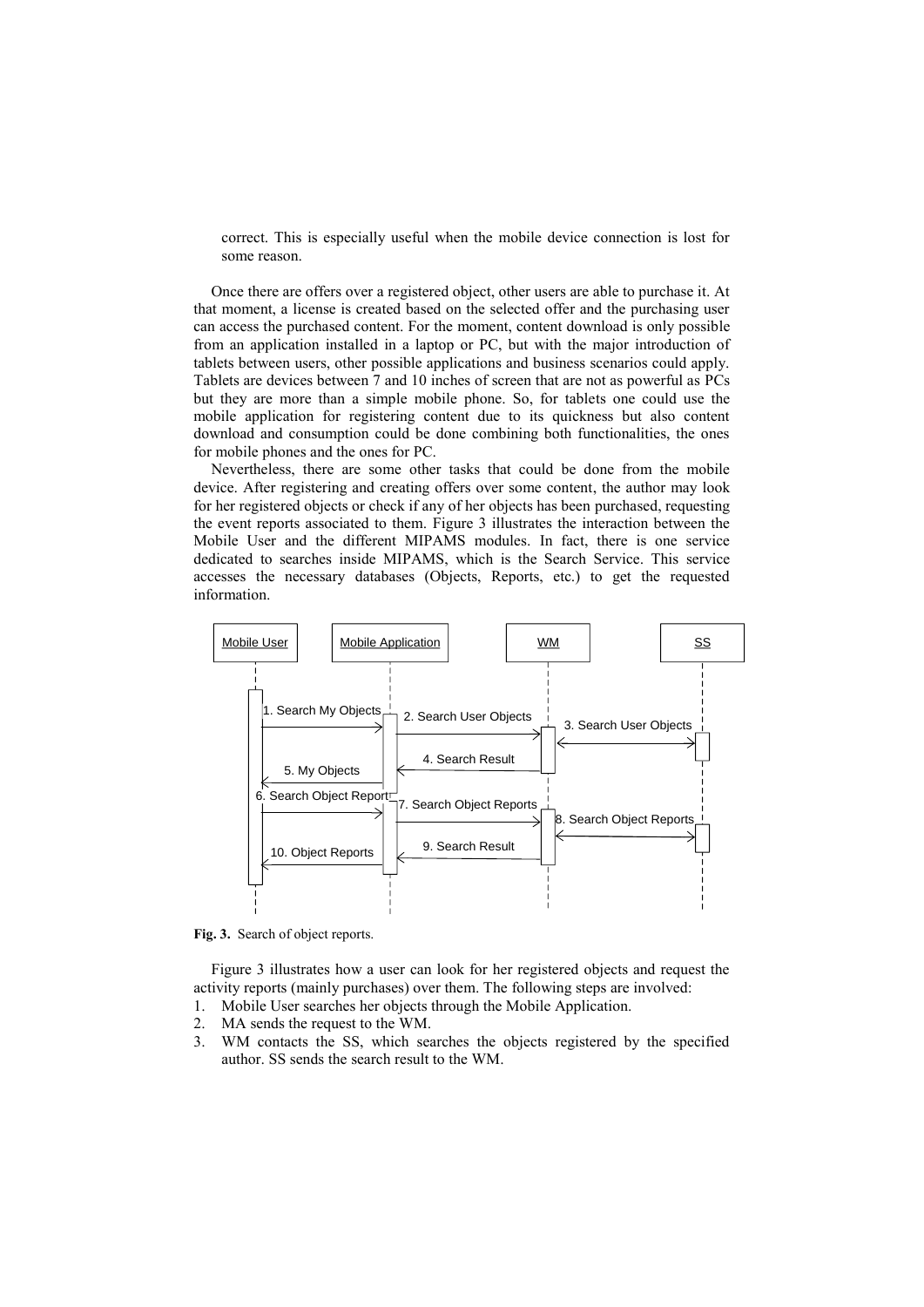correct. This is especially useful when the mobile device connection is lost for some reason.

Once there are offers over a registered object, other users are able to purchase it. At that moment, a license is created based on the selected offer and the purchasing user can access the purchased content. For the moment, content download is only possible from an application installed in a laptop or PC, but with the major introduction of tablets between users, other possible applications and business scenarios could apply. Tablets are devices between 7 and 10 inches of screen that are not as powerful as PCs but they are more than a simple mobile phone. So, for tablets one could use the mobile application for registering content due to its quickness but also content download and consumption could be done combining both functionalities, the ones for mobile phones and the ones for PC.

Nevertheless, there are some other tasks that could be done from the mobile device. After registering and creating offers over some content, the author may look for her registered objects or check if any of her objects has been purchased, requesting the event reports associated to them. Figure 3 illustrates the interaction between the Mobile User and the different MIPAMS modules. In fact, there is one service dedicated to searches inside MIPAMS, which is the Search Service. This service accesses the necessary databases (Objects, Reports, etc.) to get the requested information.

**Fig. 3.** Search of object reports.

Figure 3 illustrates how a user can look for her registered objects and request the activity reports (mainly purchases) over them. The following steps are involved:

1. Mobile User searches her objects through the Mobile Application.
2. MA sends the request to the WM.
3. WM contacts the SS, which searches the objects registered by the specified author. SS sends the search result to the WM.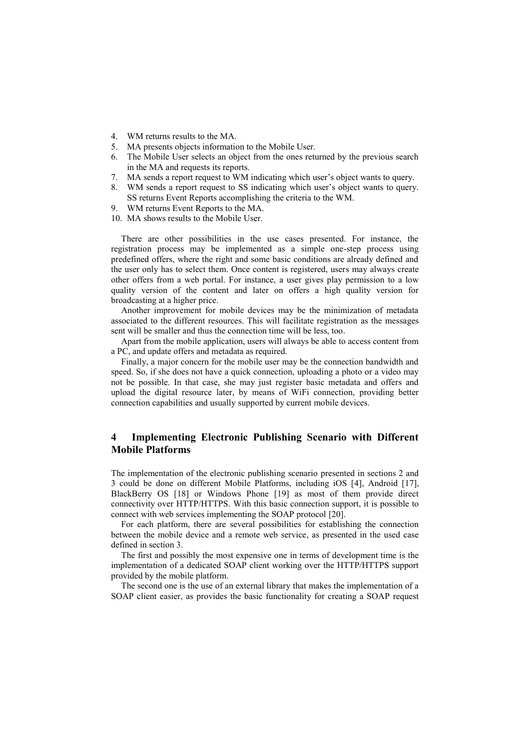4. WM returns results to the MA.
5. MA presents objects information to the Mobile User.
6. The Mobile User selects an object from the ones returned by the previous search in the MA and requests its reports.
7. MA sends a report request to WM indicating which user's object wants to query.
8. WM sends a report request to SS indicating which user's object wants to query. SS returns Event Reports accomplishing the criteria to the WM.
9. WM returns Event Reports to the MA.
10. MA shows results to the Mobile User.

There are other possibilities in the use cases presented. For instance, the registration process may be implemented as a simple one-step process using predefined offers, where the right and some basic conditions are already defined and the user only has to select them. Once content is registered, users may always create other offers from a web portal. For instance, a user gives play permission to a low quality version of the content and later on offers a high quality version for broadcasting at a higher price.

Another improvement for mobile devices may be the minimization of metadata associated to the different resources. This will facilitate registration as the messages sent will be smaller and thus the connection time will be less, too.

Apart from the mobile application, users will always be able to access content from a PC, and update offers and metadata as required.

Finally, a major concern for the mobile user may be the connection bandwidth and speed. So, if she does not have a quick connection, uploading a photo or a video may not be possible. In that case, she may just register basic metadata and offers and upload the digital resource later, by means of WiFi connection, providing better connection capabilities and usually supported by current mobile devices.

## 4 Implementing Electronic Publishing Scenario with Different Mobile Platforms

The implementation of the electronic publishing scenario presented in sections 2 and 3 could be done on different Mobile Platforms, including iOS [4], Android [17], BlackBerry OS [18] or Windows Phone [19] as most of them provide direct connectivity over HTTP/HTTPS. With this basic connection support, it is possible to connect with web services implementing the SOAP protocol [20].

For each platform, there are several possibilities for establishing the connection between the mobile device and a remote web service, as presented in the used case defined in section 3.

The first and possibly the most expensive one in terms of development time is the implementation of a dedicated SOAP client working over the HTTP/HTTPS support provided by the mobile platform.

The second one is the use of an external library that makes the implementation of a SOAP client easier, as provides the basic functionality for creating a SOAP request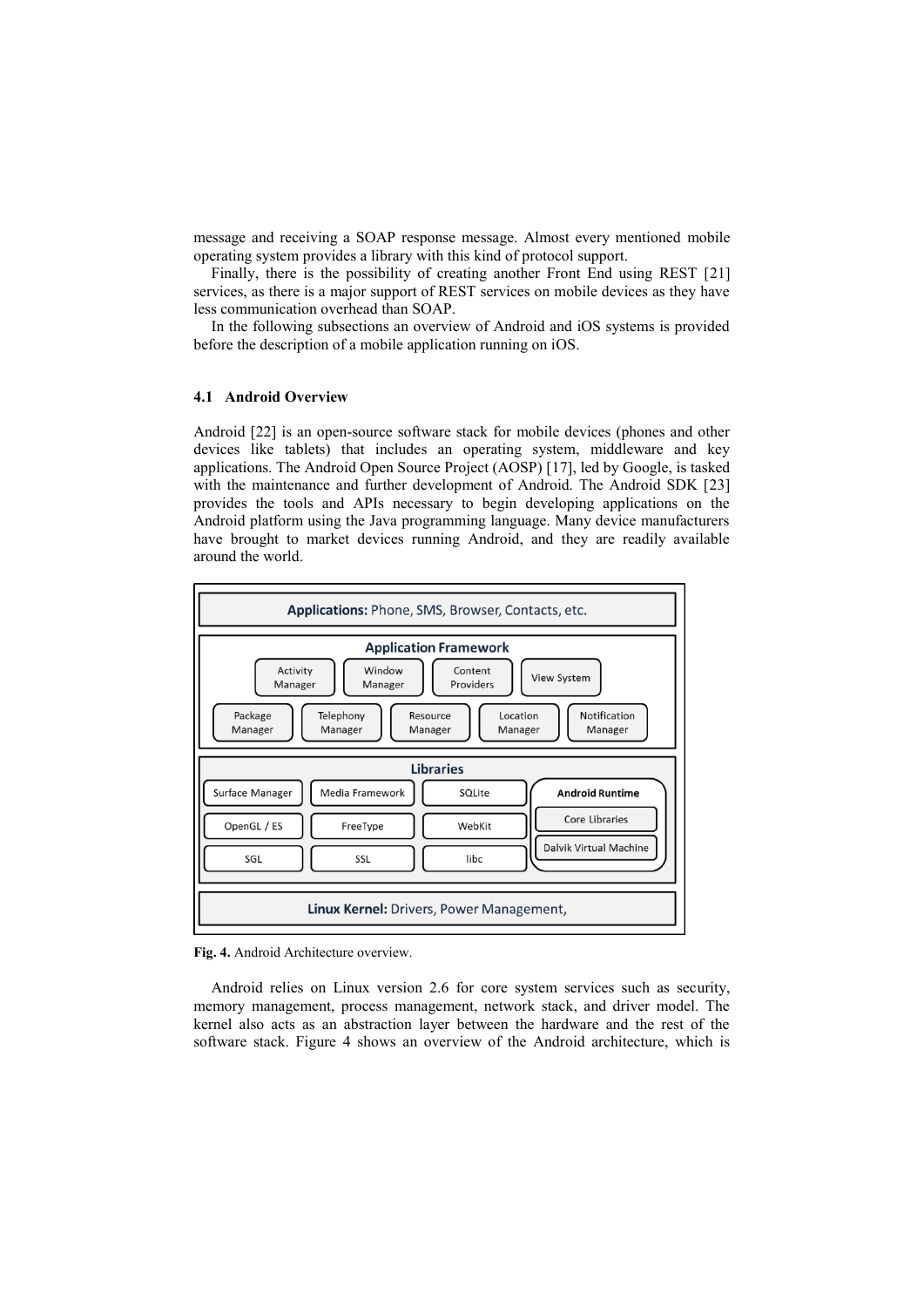message and receiving a SOAP response message. Almost every mentioned mobile operating system provides a library with this kind of protocol support.

Finally, there is the possibility of creating another Front End using REST [21] services, as there is a major support of REST services on mobile devices as they have less communication overhead than SOAP.

In the following subsections an overview of Android and iOS systems is provided before the description of a mobile application running on iOS.

### 4.1 Android Overview

Android [22] is an open-source software stack for mobile devices (phones and other devices like tablets) that includes an operating system, middleware and key applications. The Android Open Source Project (AOSP) [17], led by Google, is tasked with the maintenance and further development of Android. The Android SDK [23] provides the tools and APIs necessary to begin developing applications on the Android platform using the Java programming language. Many device manufacturers have brought to market devices running Android, and they are readily available around the world.

**Fig. 4.** Android Architecture overview.

Android relies on Linux version 2.6 for core system services such as security, memory management, process management, network stack, and driver model. The kernel also acts as an abstraction layer between the hardware and the rest of the software stack. Figure 4 shows an overview of the Android architecture, which is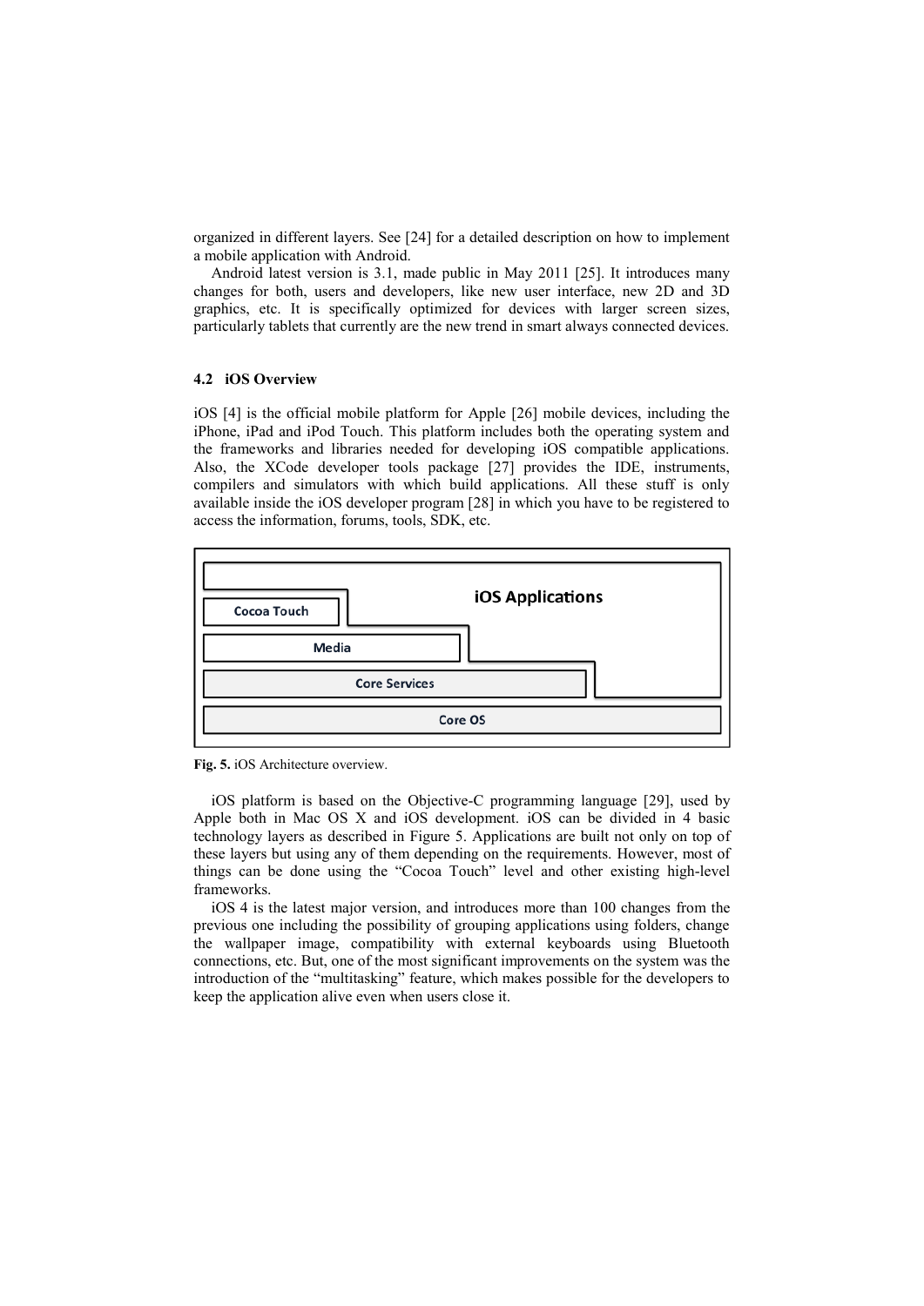organized in different layers. See [24] for a detailed description on how to implement a mobile application with Android.

Android latest version is 3.1, made public in May 2011 [25]. It introduces many changes for both, users and developers, like new user interface, new 2D and 3D graphics, etc. It is specifically optimized for devices with larger screen sizes, particularly tablets that currently are the new trend in smart always connected devices.

### 4.2 iOS Overview

iOS [4] is the official mobile platform for Apple [26] mobile devices, including the iPhone, iPad and iPod Touch. This platform includes both the operating system and the frameworks and libraries needed for developing iOS compatible applications. Also, the XCode developer tools package [27] provides the IDE, instruments, compilers and simulators with which build applications. All these stuff is only available inside the iOS developer program [28] in which you have to be registered to access the information, forums, tools, SDK, etc.

iOS Applications

Cocoa Touch

Media

Core Services

Core OS

**Fig. 5.** iOS Architecture overview.

iOS platform is based on the Objective-C programming language [29], used by Apple both in Mac OS X and iOS development. iOS can be divided in 4 basic technology layers as described in Figure 5. Applications are built not only on top of these layers but using any of them depending on the requirements. However, most of things can be done using the "Cocoa Touch" level and other existing high-level frameworks.

iOS 4 is the latest major version, and introduces more than 100 changes from the previous one including the possibility of grouping applications using folders, change the wallpaper image, compatibility with external keyboards using Bluetooth connections, etc. But, one of the most significant improvements on the system was the introduction of the "multitasking" feature, which makes possible for the developers to keep the application alive even when users close it.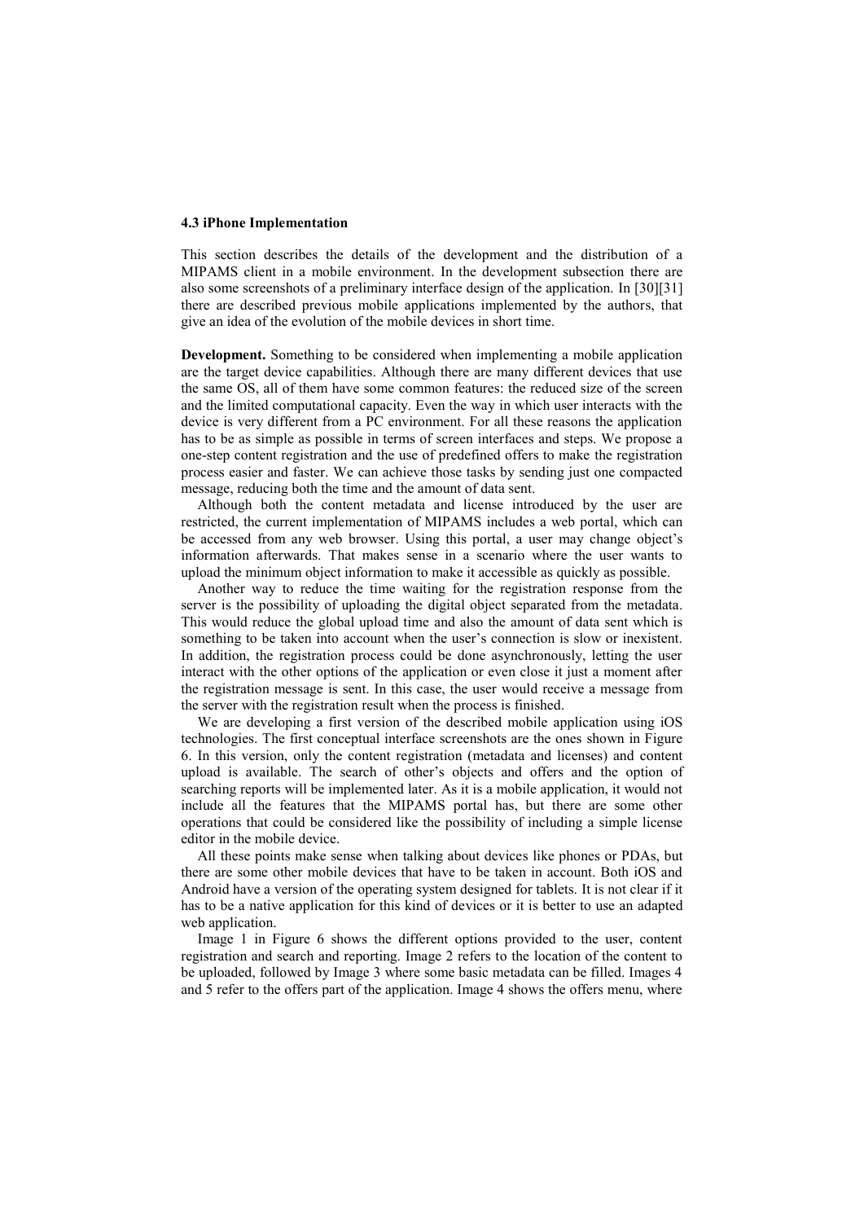### 4.3 iPhone Implementation

This section describes the details of the development and the distribution of a MIPAMS client in a mobile environment. In the development subsection there are also some screenshots of a preliminary interface design of the application. In [30][31] there are described previous mobile applications implemented by the authors, that give an idea of the evolution of the mobile devices in short time.

**Development.** Something to be considered when implementing a mobile application are the target device capabilities. Although there are many different devices that use the same OS, all of them have some common features: the reduced size of the screen and the limited computational capacity. Even the way in which user interacts with the device is very different from a PC environment. For all these reasons the application has to be as simple as possible in terms of screen interfaces and steps. We propose a one-step content registration and the use of predefined offers to make the registration process easier and faster. We can achieve those tasks by sending just one compacted message, reducing both the time and the amount of data sent.

Although both the content metadata and license introduced by the user are restricted, the current implementation of MIPAMS includes a web portal, which can be accessed from any web browser. Using this portal, a user may change object's information afterwards. That makes sense in a scenario where the user wants to upload the minimum object information to make it accessible as quickly as possible.

Another way to reduce the time waiting for the registration response from the server is the possibility of uploading the digital object separated from the metadata. This would reduce the global upload time and also the amount of data sent which is something to be taken into account when the user's connection is slow or inexistent. In addition, the registration process could be done asynchronously, letting the user interact with the other options of the application or even close it just a moment after the registration message is sent. In this case, the user would receive a message from the server with the registration result when the process is finished.

We are developing a first version of the described mobile application using iOS technologies. The first conceptual interface screenshots are the ones shown in Figure 6. In this version, only the content registration (metadata and licenses) and content upload is available. The search of other's objects and offers and the option of searching reports will be implemented later. As it is a mobile application, it would not include all the features that the MIPAMS portal has, but there are some other operations that could be considered like the possibility of including a simple license editor in the mobile device.

All these points make sense when talking about devices like phones or PDAs, but there are some other mobile devices that have to be taken in account. Both iOS and Android have a version of the operating system designed for tablets. It is not clear if it has to be a native application for this kind of devices or it is better to use an adapted web application.

Image 1 in Figure 6 shows the different options provided to the user, content registration and search and reporting. Image 2 refers to the location of the content to be uploaded, followed by Image 3 where some basic metadata can be filled. Images 4 and 5 refer to the offers part of the application. Image 4 shows the offers menu, where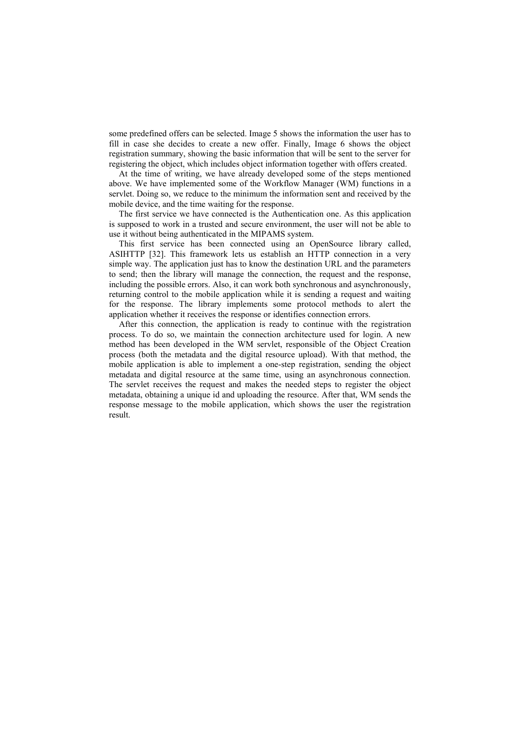some predefined offers can be selected. Image 5 shows the information the user has to fill in case she decides to create a new offer. Finally, Image 6 shows the object registration summary, showing the basic information that will be sent to the server for registering the object, which includes object information together with offers created.

At the time of writing, we have already developed some of the steps mentioned above. We have implemented some of the Workflow Manager (WM) functions in a servlet. Doing so, we reduce to the minimum the information sent and received by the mobile device, and the time waiting for the response.

The first service we have connected is the Authentication one. As this application is supposed to work in a trusted and secure environment, the user will not be able to use it without being authenticated in the MIPAMS system.

This first service has been connected using an OpenSource library called, ASIHTTP [32]. This framework lets us establish an HTTP connection in a very simple way. The application just has to know the destination URL and the parameters to send; then the library will manage the connection, the request and the response, including the possible errors. Also, it can work both synchronous and asynchronously, returning control to the mobile application while it is sending a request and waiting for the response. The library implements some protocol methods to alert the application whether it receives the response or identifies connection errors.

After this connection, the application is ready to continue with the registration process. To do so, we maintain the connection architecture used for login. A new method has been developed in the WM servlet, responsible of the Object Creation process (both the metadata and the digital resource upload). With that method, the mobile application is able to implement a one-step registration, sending the object metadata and digital resource at the same time, using an asynchronous connection. The servlet receives the request and makes the needed steps to register the object metadata, obtaining a unique id and uploading the resource. After that, WM sends the response message to the mobile application, which shows the user the registration result.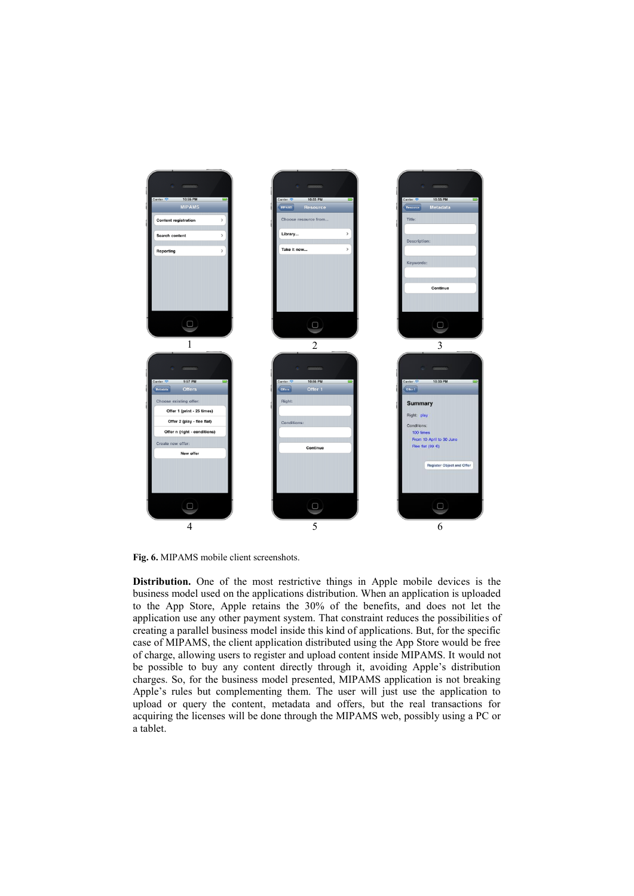**Fig. 6.** MIPAMS mobile client screenshots.

**Distribution.** One of the most restrictive things in Apple mobile devices is the business model used on the applications distribution. When an application is uploaded to the App Store, Apple retains the 30% of the benefits, and does not let the application use any other payment system. That constraint reduces the possibilities of creating a parallel business model inside this kind of applications. But, for the specific case of MIPAMS, the client application distributed using the App Store would be free of charge, allowing users to register and upload content inside MIPAMS. It would not be possible to buy any content directly through it, avoiding Apple's distribution charges. So, for the business model presented, MIPAMS application is not breaking Apple's rules but complementing them. The user will just use the application to upload or query the content, metadata and offers, but the real transactions for acquiring the licenses will be done through the MIPAMS web, possibly using a PC or a tablet.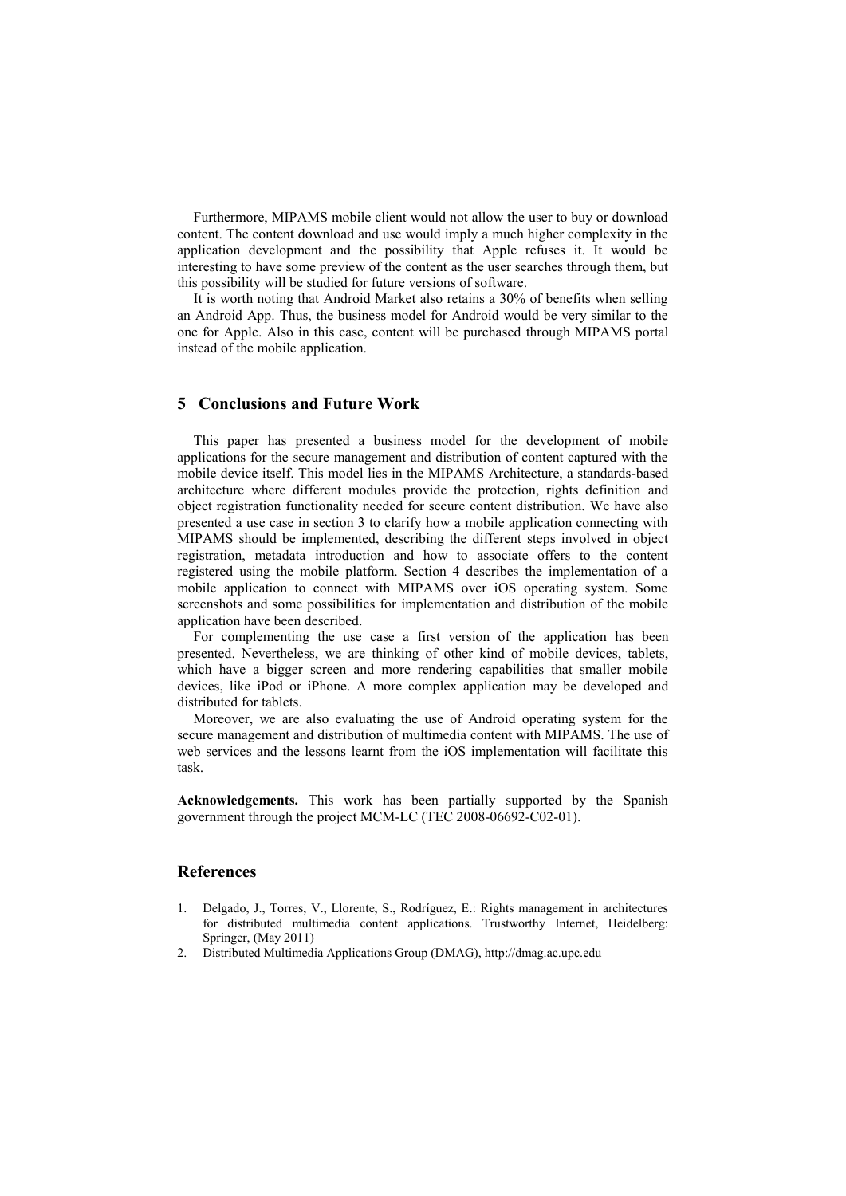Furthermore, MIPAMS mobile client would not allow the user to buy or download content. The content download and use would imply a much higher complexity in the application development and the possibility that Apple refuses it. It would be interesting to have some preview of the content as the user searches through them, but this possibility will be studied for future versions of software.

It is worth noting that Android Market also retains a 30% of benefits when selling an Android App. Thus, the business model for Android would be very similar to the one for Apple. Also in this case, content will be purchased through MIPAMS portal instead of the mobile application.

## 5 Conclusions and Future Work

This paper has presented a business model for the development of mobile applications for the secure management and distribution of content captured with the mobile device itself. This model lies in the MIPAMS Architecture, a standards-based architecture where different modules provide the protection, rights definition and object registration functionality needed for secure content distribution. We have also presented a use case in section 3 to clarify how a mobile application connecting with MIPAMS should be implemented, describing the different steps involved in object registration, metadata introduction and how to associate offers to the content registered using the mobile platform. Section 4 describes the implementation of a mobile application to connect with MIPAMS over iOS operating system. Some screenshots and some possibilities for implementation and distribution of the mobile application have been described.

For complementing the use case a first version of the application has been presented. Nevertheless, we are thinking of other kind of mobile devices, tablets, which have a bigger screen and more rendering capabilities that smaller mobile devices, like iPod or iPhone. A more complex application may be developed and distributed for tablets.

Moreover, we are also evaluating the use of Android operating system for the secure management and distribution of multimedia content with MIPAMS. The use of web services and the lessons learnt from the iOS implementation will facilitate this task.

**Acknowledgements.** This work has been partially supported by the Spanish government through the project MCM-LC (TEC 2008-06692-C02-01).

## References

1. Delgado, J., Torres, V., Llorente, S., Rodríguez, E.: Rights management in architectures for distributed multimedia content applications. Trustworthy Internet, Heidelberg: Springer, (May 2011)
2. Distributed Multimedia Applications Group (DMAG), http://dmag.ac.upc.edu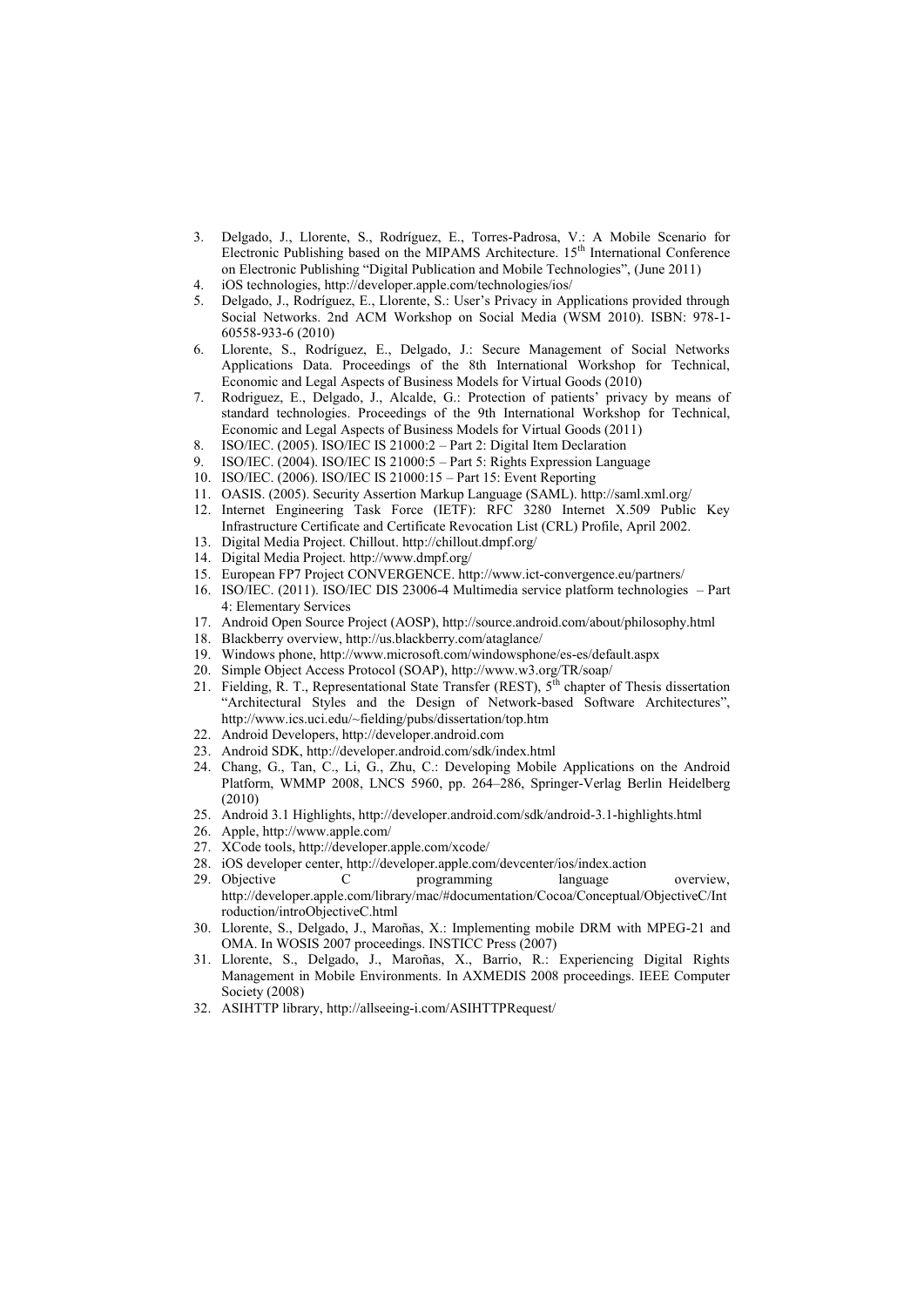3. Delgado, J., Llorente, S., Rodríguez, E., Torres-Padrosa, V.: A Mobile Scenario for Electronic Publishing based on the MIPAMS Architecture. 15th International Conference on Electronic Publishing "Digital Publication and Mobile Technologies", (June 2011)
4. iOS technologies, http://developer.apple.com/technologies/ios/
5. Delgado, J., Rodríguez, E., Llorente, S.: User's Privacy in Applications provided through Social Networks. 2nd ACM Workshop on Social Media (WSM 2010). ISBN: 978-1-60558-933-6 (2010)
6. Llorente, S., Rodríguez, E., Delgado, J.: Secure Management of Social Networks Applications Data. Proceedings of the 8th International Workshop for Technical, Economic and Legal Aspects of Business Models for Virtual Goods (2010)
7. Rodriguez, E., Delgado, J., Alcalde, G.: Protection of patients' privacy by means of standard technologies. Proceedings of the 9th International Workshop for Technical, Economic and Legal Aspects of Business Models for Virtual Goods (2011)
8. ISO/IEC. (2005). ISO/IEC IS 21000:2 – Part 2: Digital Item Declaration
9. ISO/IEC. (2004). ISO/IEC IS 21000:5 – Part 5: Rights Expression Language
10. ISO/IEC. (2006). ISO/IEC IS 21000:15 – Part 15: Event Reporting
11. OASIS. (2005). Security Assertion Markup Language (SAML). http://saml.xml.org/
12. Internet Engineering Task Force (IETF): RFC 3280 Internet X.509 Public Key Infrastructure Certificate and Certificate Revocation List (CRL) Profile, April 2002.
13. Digital Media Project. Chillout. http://chillout.dmpf.org/
14. Digital Media Project. http://www.dmpf.org/
15. European FP7 Project CONVERGENCE. http://www.ict-convergence.eu/partners/
16. ISO/IEC. (2011). ISO/IEC DIS 23006-4 Multimedia service platform technologies – Part 4: Elementary Services
17. Android Open Source Project (AOSP), http://source.android.com/about/philosophy.html
18. Blackberry overview, http://us.blackberry.com/ataglance/
19. Windows phone, http://www.microsoft.com/windowsphone/es-es/default.aspx
20. Simple Object Access Protocol (SOAP), http://www.w3.org/TR/soap/
21. Fielding, R. T., Representational State Transfer (REST), 5th chapter of Thesis dissertation "Architectural Styles and the Design of Network-based Software Architectures", http://www.ics.uci.edu/~fielding/pubs/dissertation/top.htm
22. Android Developers, http://developer.android.com
23. Android SDK, http://developer.android.com/sdk/index.html
24. Chang, G., Tan, C., Li, G., Zhu, C.: Developing Mobile Applications on the Android Platform, WMMP 2008, LNCS 5960, pp. 264–286, Springer-Verlag Berlin Heidelberg (2010)
25. Android 3.1 Highlights, http://developer.android.com/sdk/android-3.1-highlights.html
26. Apple, http://www.apple.com/
27. XCode tools, http://developer.apple.com/xcode/
28. iOS developer center, http://developer.apple.com/devcenter/ios/index.action
29. Objective C programming language overview, http://developer.apple.com/library/mac/#documentation/Cocoa/Conceptual/ObjectiveC/Introduction/introObjectiveC.html
30. Llorente, S., Delgado, J., Maroñas, X.: Implementing mobile DRM with MPEG-21 and OMA. In WOSIS 2007 proceedings. INSTICC Press (2007)
31. Llorente, S., Delgado, J., Maroñas, X., Barrio, R.: Experiencing Digital Rights Management in Mobile Environments. In AXMEDIS 2008 proceedings. IEEE Computer Society (2008)
32. ASIHTTP library, http://allseeing-i.com/ASIHTTPRequest/